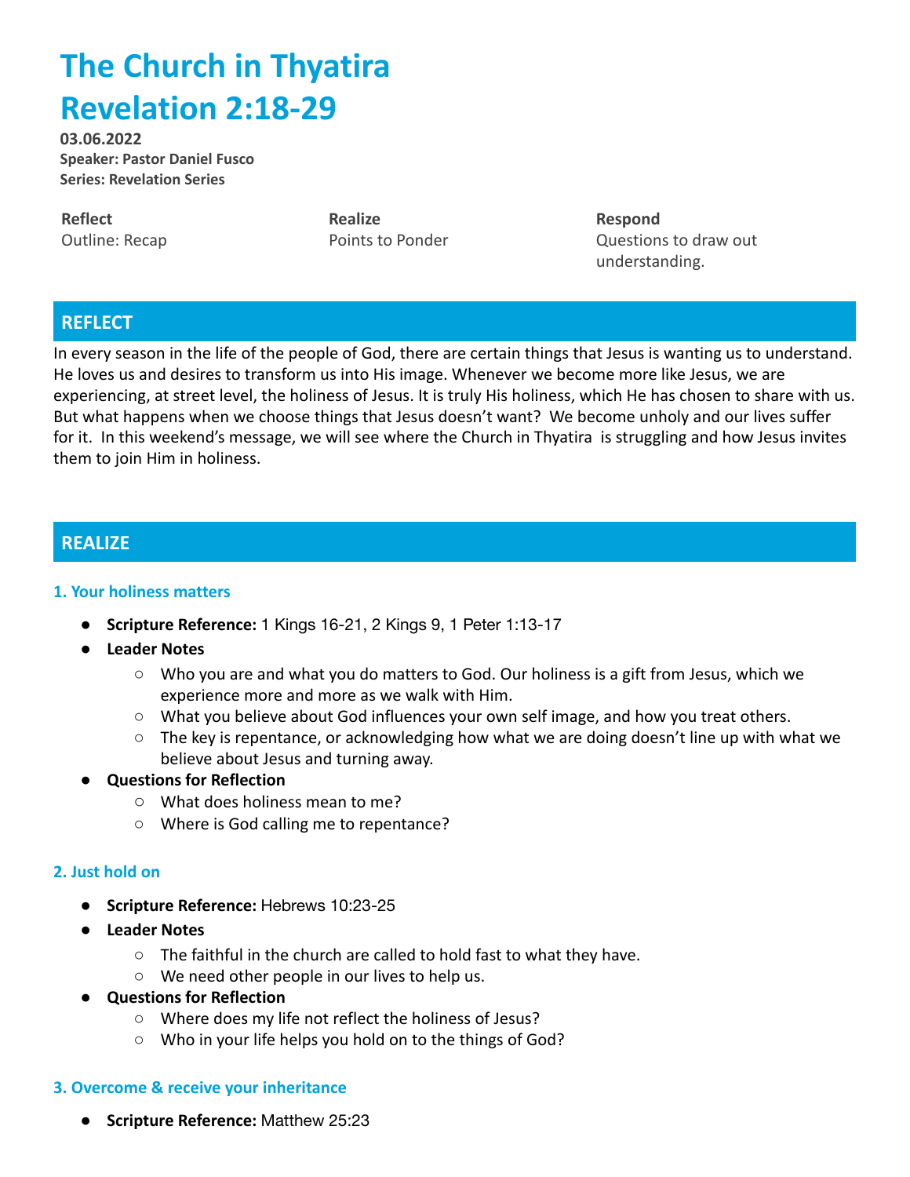# The Church in Thyatira
# Revelation 2:18-29

**03.06.2022**
**Speaker: Pastor Daniel Fusco**
**Series: Revelation Series**

| **Reflect** | **Realize** | **Respond** |
| --- | --- | --- |
| Outline: Recap | Points to Ponder | Questions to draw out understanding. |

## REFLECT

In every season in the life of the people of God, there are certain things that Jesus is wanting us to understand. He loves us and desires to transform us into His image. Whenever we become more like Jesus, we are experiencing, at street level, the holiness of Jesus. It is truly His holiness, which He has chosen to share with us. But what happens when we choose things that Jesus doesn't want? We become unholy and our lives suffer for it. In this weekend's message, we will see where the Church in Thyatira is struggling and how Jesus invites them to join Him in holiness.

## REALIZE

### 1. Your holiness matters

- **Scripture Reference:** 1 Kings 16-21, 2 Kings 9, 1 Peter 1:13-17
- **Leader Notes**
  - Who you are and what you do matters to God. Our holiness is a gift from Jesus, which we experience more and more as we walk with Him.
  - What you believe about God influences your own self image, and how you treat others.
  - The key is repentance, or acknowledging how what we are doing doesn't line up with what we believe about Jesus and turning away.
- **Questions for Reflection**
  - What does holiness mean to me?
  - Where is God calling me to repentance?

### 2. Just hold on

- **Scripture Reference:** Hebrews 10:23-25
- **Leader Notes**
  - The faithful in the church are called to hold fast to what they have.
  - We need other people in our lives to help us.
- **Questions for Reflection**
  - Where does my life not reflect the holiness of Jesus?
  - Who in your life helps you hold on to the things of God?

### 3. Overcome & receive your inheritance

- **Scripture Reference:** Matthew 25:23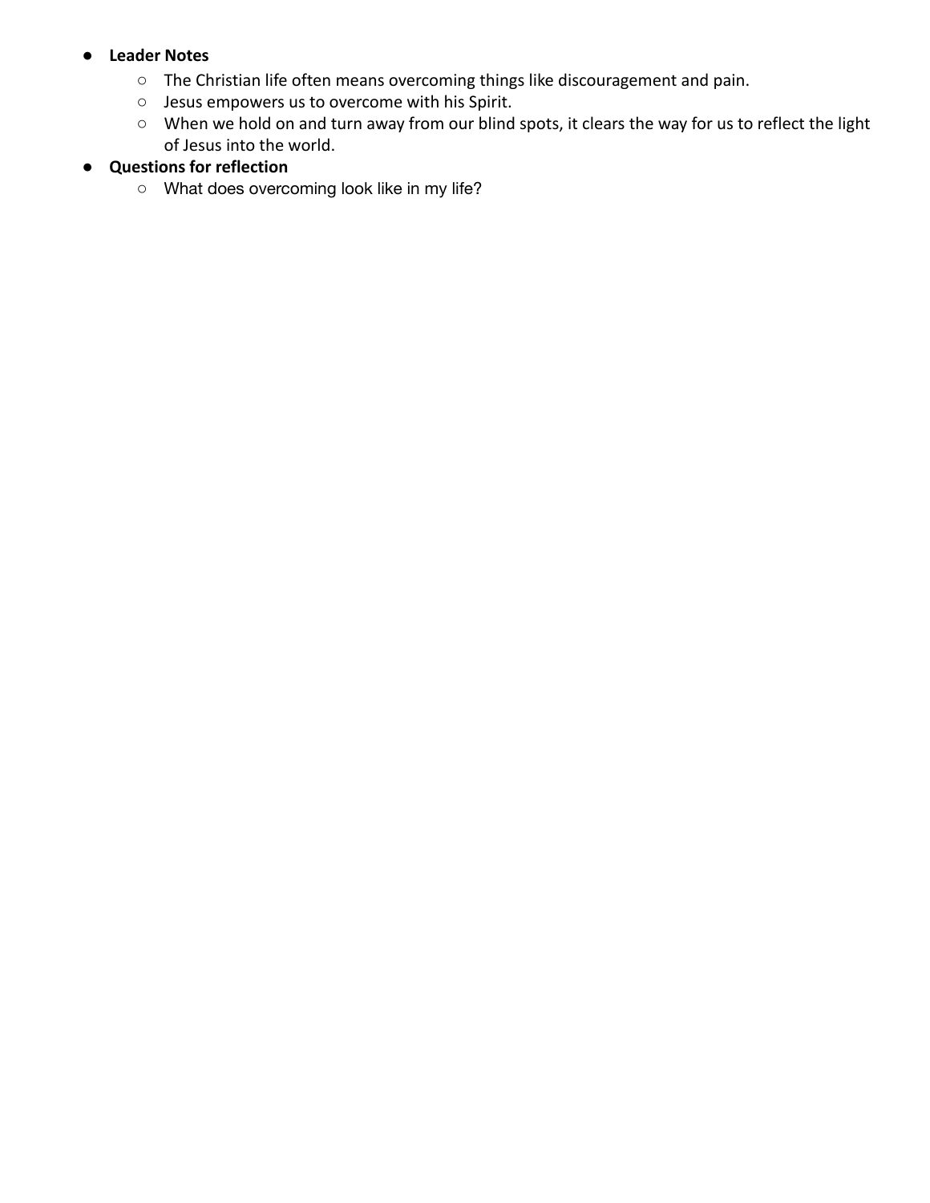- **Leader Notes**
  - The Christian life often means overcoming things like discouragement and pain.
  - Jesus empowers us to overcome with his Spirit.
  - When we hold on and turn away from our blind spots, it clears the way for us to reflect the light of Jesus into the world.
- **Questions for reflection**
  - What does overcoming look like in my life?